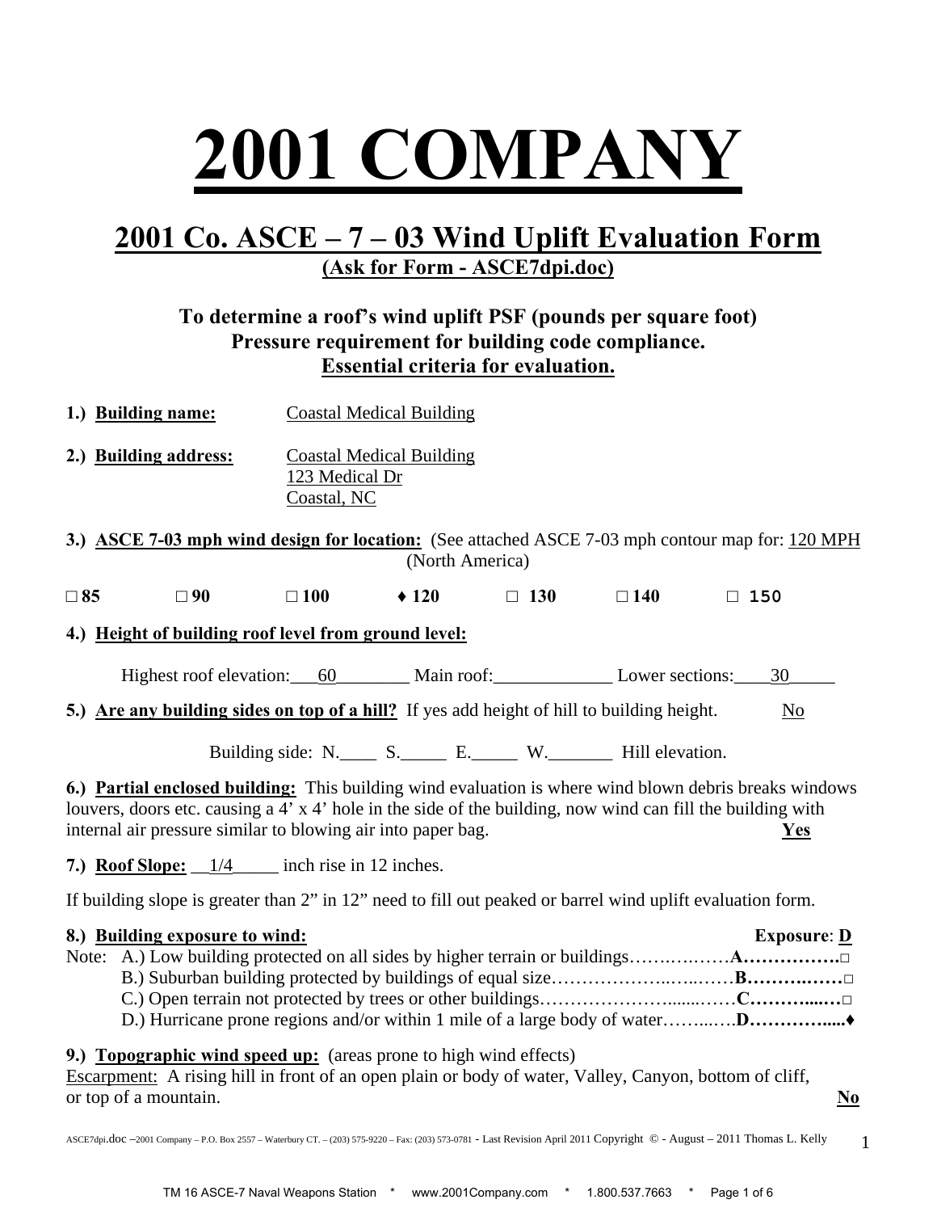# 2001 COMPANY

## 2001 Co. ASCE – 7 – 03 Wind Uplift Evaluation Form

**(Ask for Form - ASCE7dpi.doc)**

**To determine a roof's wind uplift PSF (pounds per square foot) Pressure requirement for building code compliance.**
**Essential criteria for evaluation.**

**1.) Building name:** Coastal Medical Building

**2.) Building address:** Coastal Medical Building
123 Medical Dr
Coastal, NC

**3.) ASCE 7-03 mph wind design for location:** (See attached ASCE 7-03 mph contour map for: 120 MPH (North America)

□ 85 □ 90 □ 100 ♦ 120 □ 130 □ 140 □ 150

**4.) Height of building roof level from ground level:**

Highest roof elevation:___60________ Main roof:_____________ Lower sections:____30_____

**5.) Are any building sides on top of a hill?** If yes add height of hill to building height. No

Building side: N.____ S._____ E._____ W._______ Hill elevation.

**6.) Partial enclosed building:** This building wind evaluation is where wind blown debris breaks windows louvers, doors etc. causing a 4' x 4' hole in the side of the building, now wind can fill the building with internal air pressure similar to blowing air into paper bag. **Yes**

**7.) Roof Slope:** __1/4_____ inch rise in 12 inches.

If building slope is greater than 2" in 12" need to fill out peaked or barrel wind uplift evaluation form.

**8.) Building exposure to wind:** **Exposure: D**

Note: A.) Low building protected on all sides by higher terrain or buildings…….…..……**A…………….□**
B.) Suburban building protected by buildings of equal size……………..…..……**B……….……□**
C.) Open terrain not protected by trees or other buildings…………………......……**C……….....□**
D.) Hurricane prone regions and/or within 1 mile of a large body of water……...….**D…………....♦**

**9.) Topographic wind speed up:** (areas prone to high wind effects)
Escarpment: A rising hill in front of an open plain or body of water, Valley, Canyon, bottom of cliff, or top of a mountain. **No**

ASCE7dpi.doc –2001 Company – P.O. Box 2557 – Waterbury CT. – (203) 575-9220 – Fax: (203) 573-0781 - Last Revision April 2011 Copyright © - August – 2011 Thomas L. Kelly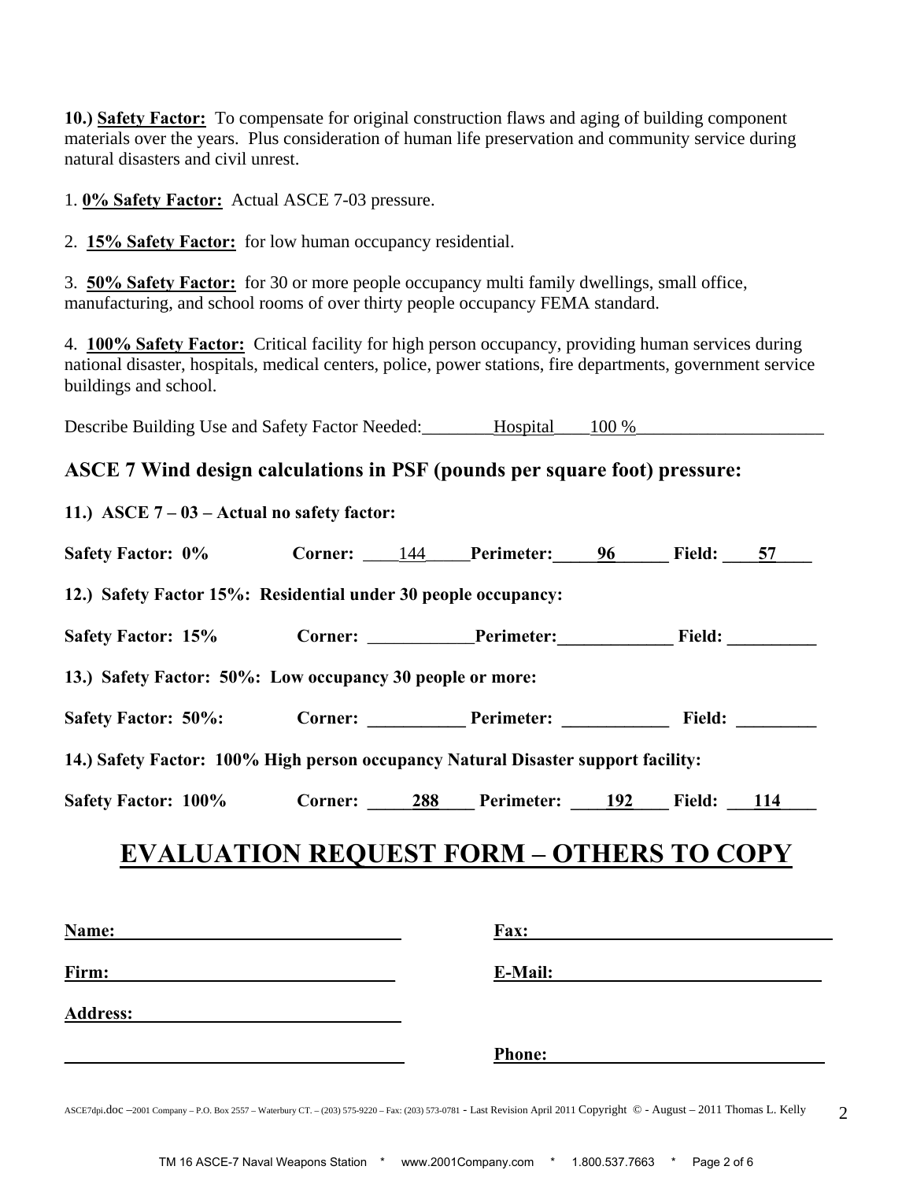**10.) <u>Safety Factor:</u>** To compensate for original construction flaws and aging of building component materials over the years. Plus consideration of human life preservation and community service during natural disasters and civil unrest.

1. **<u>0% Safety Factor:</u>** Actual ASCE 7-03 pressure.

2. **<u>15% Safety Factor:</u>** for low human occupancy residential.

3. **<u>50% Safety Factor:</u>** for 30 or more people occupancy multi family dwellings, small office, manufacturing, and school rooms of over thirty people occupancy FEMA standard.

4. **<u>100% Safety Factor:</u>** Critical facility for high person occupancy, providing human services during national disaster, hospitals, medical centers, police, power stations, fire departments, government service buildings and school.

Describe Building Use and Safety Factor Needed:________Hospital____100 %_____________________

## ASCE 7 Wind design calculations in PSF (pounds per square foot) pressure:

**11.) ASCE 7 – 03 – Actual no safety factor:**

**Safety Factor: 0%** **Corner:** ____144_____**Perimeter:**_____96______ **Field:** ____57____

**12.) Safety Factor 15%: Residential under 30 people occupancy:**

**Safety Factor: 15%** **Corner:** ____________**Perimeter:**_____________ **Field:** __________

**13.) Safety Factor: 50%: Low occupancy 30 people or more:**

**Safety Factor: 50%:** **Corner:** ___________ **Perimeter:** ____________ **Field:** _________

**14.) Safety Factor: 100% High person occupancy Natural Disaster support facility:**

**Safety Factor: 100%** **Corner:** _____288____ **Perimeter:** ____192____ **Field:** ___114____

# EVALUATION REQUEST FORM – OTHERS TO COPY

**Name:** ________________________________

**Fax:** ________________________________

**Firm:** ________________________________

**E-Mail:** ________________________________

**Address:** ________________________________

________________________________

**Phone:** ________________________________

ASCE7dpi.doc –2001 Company – P.O. Box 2557 – Waterbury CT. – (203) 575-9220 – Fax: (203) 573-0781 - Last Revision April 2011 Copyright © - August – 2011 Thomas L. Kelly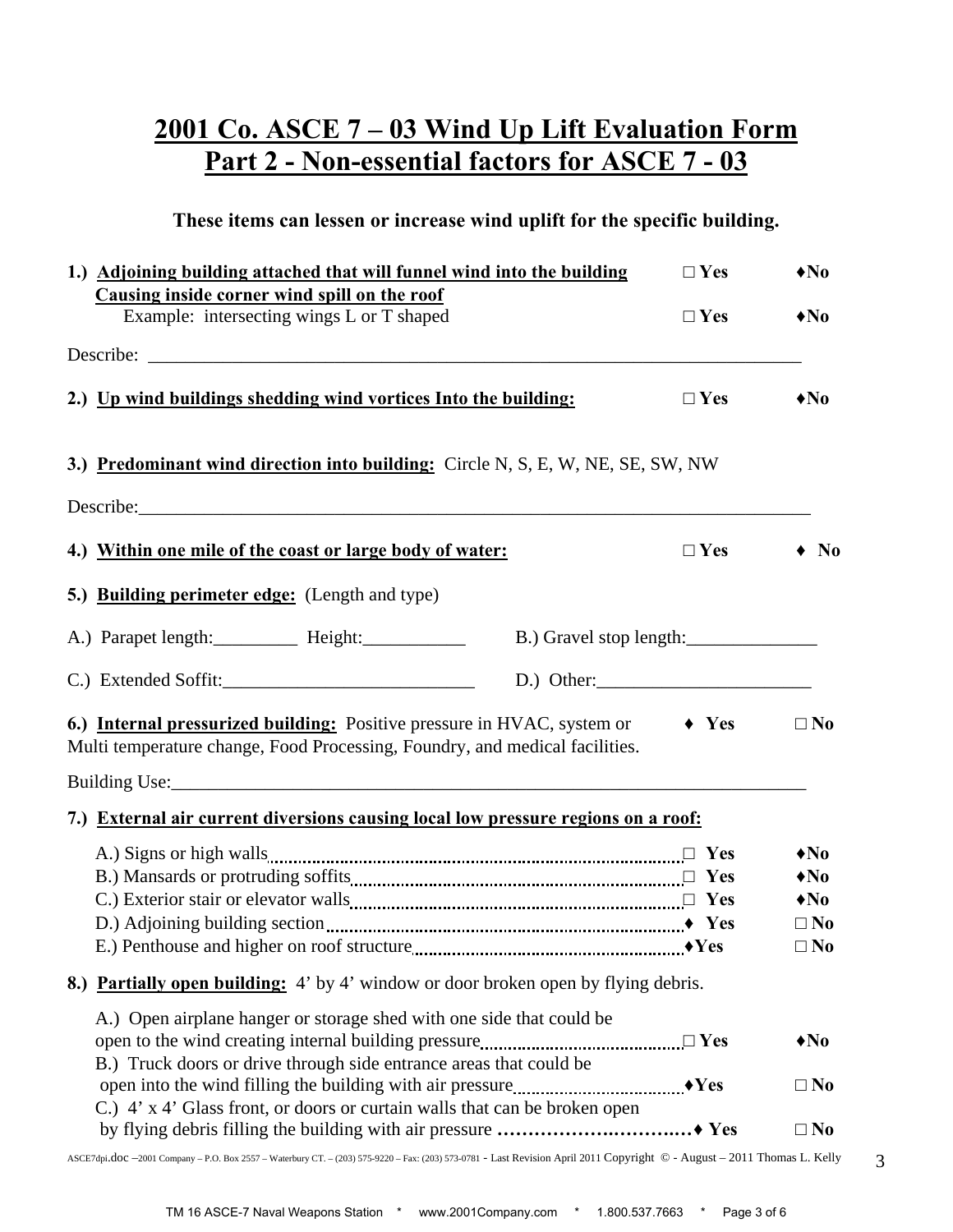# 2001 Co. ASCE 7 – 03 Wind Up Lift Evaluation Form
# Part 2 - Non-essential factors for ASCE 7 - 03

**These items can lessen or increase wind uplift for the specific building.**

**1.) Adjoining building attached that will funnel wind into the building Causing inside corner wind spill on the roof** □ **Yes** ♦**No**

Example: intersecting wings L or T shaped □ **Yes** ♦**No**

Describe: ________________________________________________________________________

**2.) Up wind buildings shedding wind vortices Into the building:** □ **Yes** ♦**No**

**3.) Predominant wind direction into building:** Circle N, S, E, W, NE, SE, SW, NW

Describe:________________________________________________________________________

**4.) Within one mile of the coast or large body of water:** □ **Yes** ♦ **No**

**5.) Building perimeter edge:** (Length and type)

A.) Parapet length:_________ Height:___________ B.) Gravel stop length:______________

C.) Extended Soffit:___________________________ D.) Other:_______________________

**6.) Internal pressurized building:** Positive pressure in HVAC, system or Multi temperature change, Food Processing, Foundry, and medical facilities. ♦ **Yes** □ **No**

Building Use:______________________________________________________________________

**7.) External air current diversions causing local low pressure regions on a roof:**

A.) Signs or high walls .......... □ **Yes** ♦**No**
B.) Mansards or protruding soffits .......... □ **Yes** ♦**No**
C.) Exterior stair or elevator walls .......... □ **Yes** ♦**No**
D.) Adjoining building section .......... ♦ **Yes** □ **No**
E.) Penthouse and higher on roof structure .......... ♦**Yes** □ **No**

**8.) Partially open building:** 4' by 4' window or door broken open by flying debris.

A.) Open airplane hanger or storage shed with one side that could be open to the wind creating internal building pressure .......... □ **Yes** ♦**No**
B.) Truck doors or drive through side entrance areas that could be open into the wind filling the building with air pressure .......... ♦**Yes** □ **No**
C.) 4' x 4' Glass front, or doors or curtain walls that can be broken open by flying debris filling the building with air pressure .......... ♦ **Yes** □ **No**

ASCE7dpi.doc –2001 Company – P.O. Box 2557 – Waterbury CT. – (203) 575-9220 – Fax: (203) 573-0781 - Last Revision April 2011 Copyright © - August – 2011 Thomas L. Kelly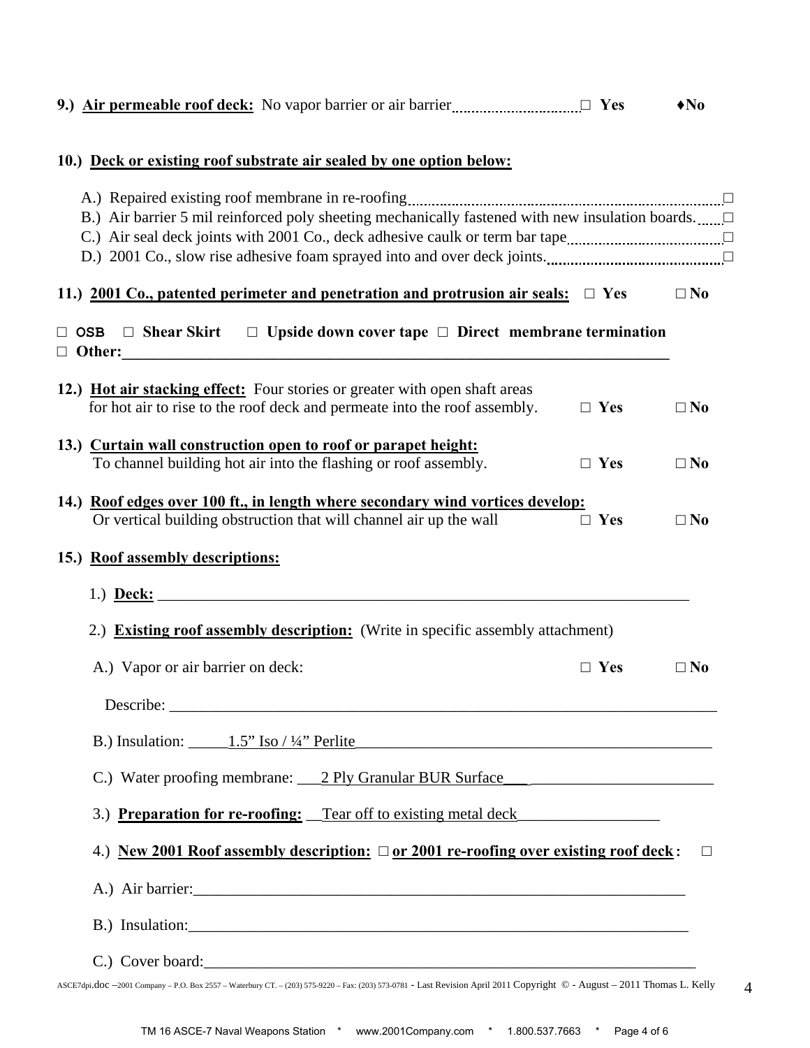**9.) Air permeable roof deck:** No vapor barrier or air barrier □ **Yes** ♦**No**

**10.) Deck or existing roof substrate air sealed by one option below:**

A.) Repaired existing roof membrane in re-roofing □
B.) Air barrier 5 mil reinforced poly sheeting mechanically fastened with new insulation boards. □
C.) Air seal deck joints with 2001 Co., deck adhesive caulk or term bar tape □
D.) 2001 Co., slow rise adhesive foam sprayed into and over deck joints. □

**11.) 2001 Co., patented perimeter and penetration and protrusion air seals:** □ **Yes** □ **No**

□ **OSB** □ **Shear Skirt** □ **Upside down cover tape** □ **Direct membrane termination**
□ **Other:**\_\_\_\_\_\_\_\_\_\_\_\_\_\_\_\_\_\_\_\_\_\_\_\_\_\_\_\_\_\_\_\_\_\_\_\_\_\_\_\_\_\_\_\_\_\_\_\_\_\_\_\_\_\_\_\_\_\_\_\_\_\_\_\_

**12.) Hot air stacking effect:** Four stories or greater with open shaft areas for hot air to rise to the roof deck and permeate into the roof assembly. □ **Yes** □ **No**

**13.) Curtain wall construction open to roof or parapet height:** To channel building hot air into the flashing or roof assembly. □ **Yes** □ **No**

**14.) Roof edges over 100 ft., in length where secondary wind vortices develop:** Or vertical building obstruction that will channel air up the wall □ **Yes** □ **No**

**15.) Roof assembly descriptions:**

1.) **Deck:** \_\_\_\_\_\_\_\_\_\_\_\_\_\_\_\_\_\_\_\_\_\_\_\_\_\_\_\_\_\_\_\_\_\_\_\_\_\_\_\_\_\_\_\_\_\_\_\_\_\_\_\_\_\_\_\_\_\_\_\_

2.) **Existing roof assembly description:** (Write in specific assembly attachment)

A.) Vapor or air barrier on deck: □ **Yes** □ **No**

Describe: \_\_\_\_\_\_\_\_\_\_\_\_\_\_\_\_\_\_\_\_\_\_\_\_\_\_\_\_\_\_\_\_\_\_\_\_\_\_\_\_\_\_\_\_\_\_\_\_\_\_\_\_\_\_\_\_\_\_\_\_

B.) Insulation: \_\_\_\_\_1.5" Iso / ¼" Perlite\_\_\_\_\_\_\_\_\_\_\_\_\_\_\_\_\_\_\_\_\_\_\_\_\_\_\_\_\_\_\_\_\_\_\_\_

C.) Water proofing membrane: \_\_\_2 Ply Granular BUR Surface\_\_\_ \_\_\_\_\_\_\_\_\_\_\_\_\_\_\_\_\_\_\_\_

3.) **Preparation for re-roofing:** \_\_Tear off to existing metal deck\_\_\_\_\_\_\_\_\_\_\_\_\_\_\_\_\_\_

4.) **New 2001 Roof assembly description:** □ **or 2001 re-roofing over existing roof deck:** □

A.) Air barrier:\_\_\_\_\_\_\_\_\_\_\_\_\_\_\_\_\_\_\_\_\_\_\_\_\_\_\_\_\_\_\_\_\_\_\_\_\_\_\_\_\_\_\_\_\_\_\_\_\_\_\_\_\_\_\_\_\_\_\_\_

B.) Insulation:\_\_\_\_\_\_\_\_\_\_\_\_\_\_\_\_\_\_\_\_\_\_\_\_\_\_\_\_\_\_\_\_\_\_\_\_\_\_\_\_\_\_\_\_\_\_\_\_\_\_\_\_\_\_\_\_\_\_\_\_\_

C.) Cover board:\_\_\_\_\_\_\_\_\_\_\_\_\_\_\_\_\_\_\_\_\_\_\_\_\_\_\_\_\_\_\_\_\_\_\_\_\_\_\_\_\_\_\_\_\_\_\_\_\_\_\_\_\_\_\_\_\_\_

ASCE7dpi.doc –2001 Company – P.O. Box 2557 – Waterbury CT. – (203) 575-9220 – Fax: (203) 573-0781 - Last Revision April 2011 Copyright © - August – 2011 Thomas L. Kelly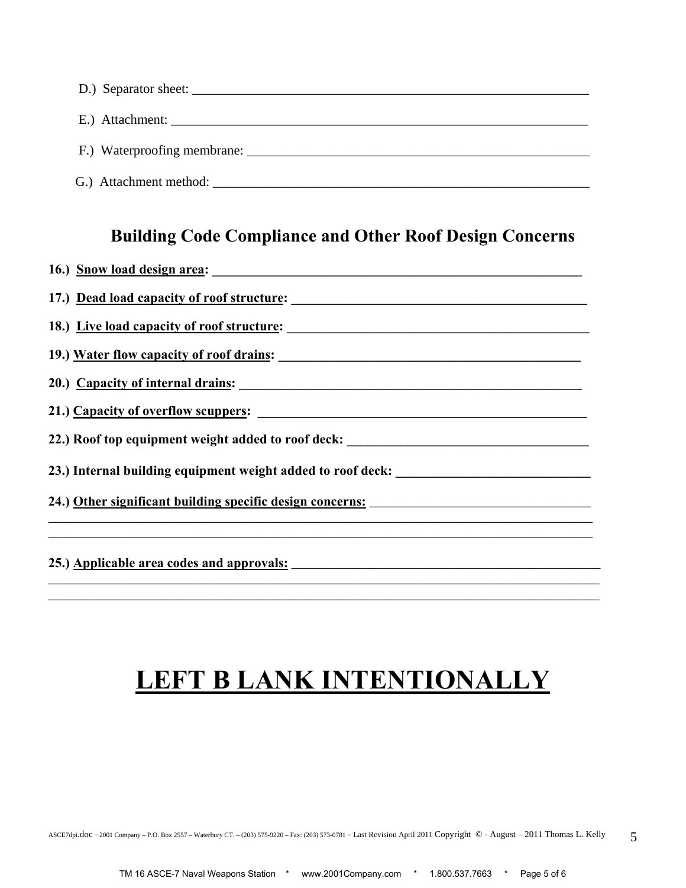D.) Separator sheet: ____________________________________________________________

E.) Attachment: ________________________________________________________________

F.) Waterproofing membrane: _____________________________________________________

G.) Attachment method: _________________________________________________________

## Building Code Compliance and Other Roof Design Concerns

**16.) <u>Snow load design area</u>: ________________________________________________________**

**17.) <u>Dead load capacity of roof structure</u>: ___________________________________________**

**18.) <u>Live load capacity of roof structure</u>: ____________________________________________**

**19.) <u>Water flow capacity of roof drains</u>: ____________________________________________**

**20.) <u>Capacity of internal drains</u>: ___________________________________________________**

**21.) <u>Capacity of overflow scuppers</u>: ________________________________________________**

**22.) Roof top equipment weight added to roof deck: __________________________________**

**23.) Internal building equipment weight added to roof deck: ___________________________**

**24.) <u>Other significant building specific design concerns:</u> ________________________________**

_________________________________________________________________________________

_________________________________________________________________________________

**25.) <u>Applicable area codes and approvals:</u> ______________________________________________**

_________________________________________________________________________________

_________________________________________________________________________________

# <u>LEFT B LANK INTENTIONALLY</u>

ASCE7dpi.doc –2001 Company – P.O. Box 2557 – Waterbury CT. – (203) 575-9220 – Fax: (203) 573-0781 - Last Revision April 2011 Copyright © - August – 2011 Thomas L. Kelly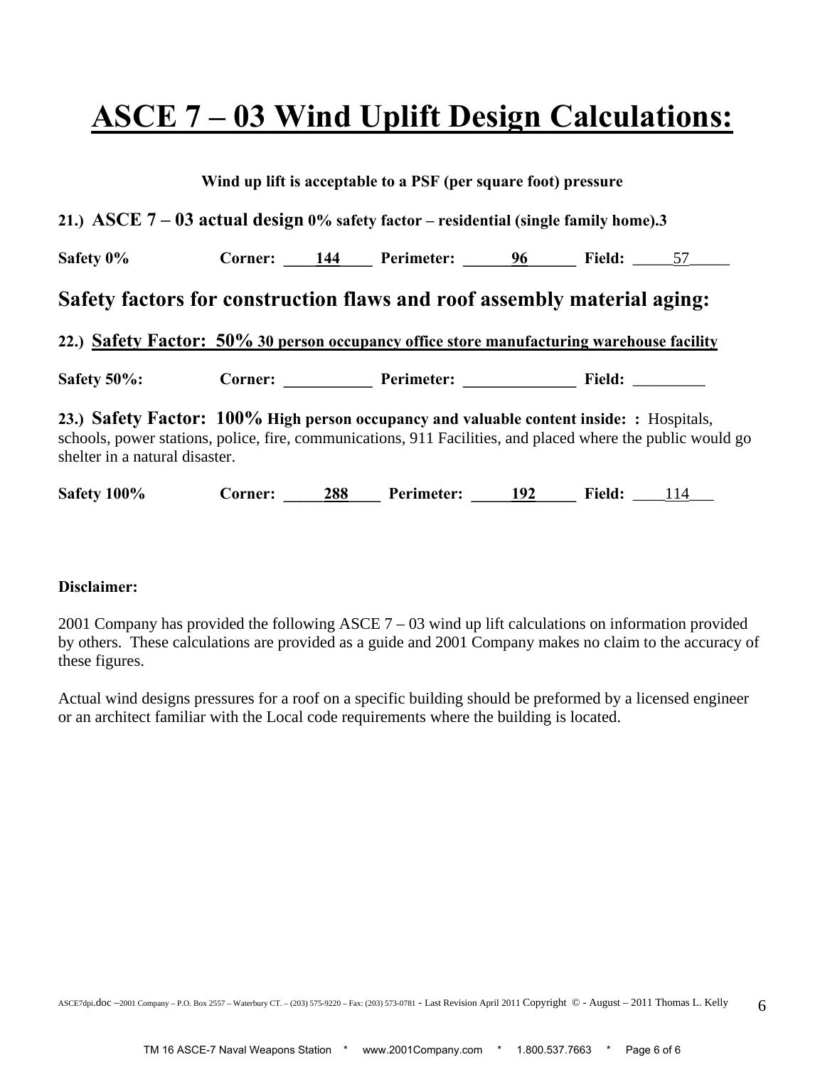# ASCE 7 – 03 Wind Uplift Design Calculations:

**Wind up lift is acceptable to a PSF (per square foot) pressure**

**21.) ASCE 7 – 03 actual design 0% safety factor – residential (single family home).3**

**Safety 0%** **Corner: 144** **Perimeter: 96** **Field:** 57

## Safety factors for construction flaws and roof assembly material aging:

**22.) Safety Factor: 50% 30 person occupancy office store manufacturing warehouse facility**

**Safety 50%:** **Corner: \_\_\_\_\_\_\_\_\_\_** **Perimeter: \_\_\_\_\_\_\_\_\_\_\_\_\_** **Field: \_\_\_\_\_\_\_\_\_**

**23.) Safety Factor: 100% High person occupancy and valuable content inside: :** Hospitals, schools, power stations, police, fire, communications, 911 Facilities, and placed where the public would go shelter in a natural disaster.

**Safety 100%** **Corner: 288** **Perimeter: 192** **Field:** 114

**Disclaimer:**

2001 Company has provided the following ASCE 7 – 03 wind up lift calculations on information provided by others. These calculations are provided as a guide and 2001 Company makes no claim to the accuracy of these figures.

Actual wind designs pressures for a roof on a specific building should be preformed by a licensed engineer or an architect familiar with the Local code requirements where the building is located.